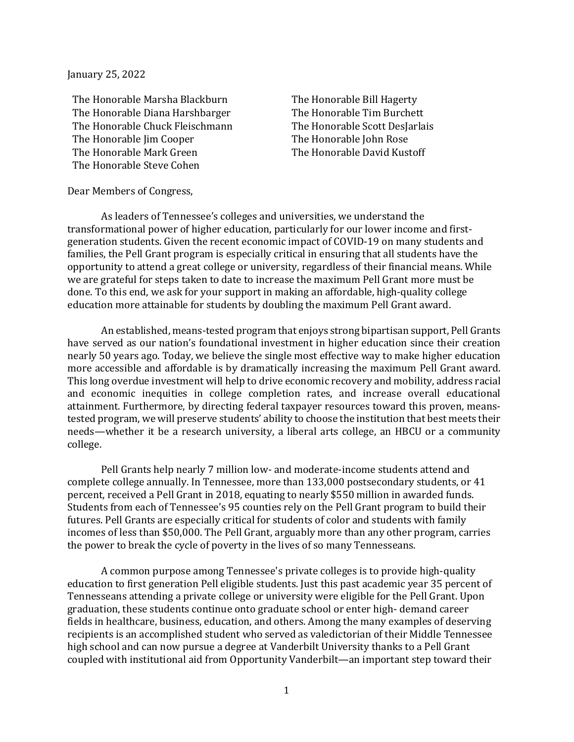January 25, 2022

The Honorable Marsha Blackburn
The Honorable Diana Harshbarger
The Honorable Chuck Fleischmann
The Honorable Jim Cooper
The Honorable Mark Green
The Honorable Steve Cohen
The Honorable Bill Hagerty
The Honorable Tim Burchett
The Honorable Scott DesJarlais
The Honorable John Rose
The Honorable David Kustoff

Dear Members of Congress,

As leaders of Tennessee's colleges and universities, we understand the transformational power of higher education, particularly for our lower income and first-generation students. Given the recent economic impact of COVID-19 on many students and families, the Pell Grant program is especially critical in ensuring that all students have the opportunity to attend a great college or university, regardless of their financial means. While we are grateful for steps taken to date to increase the maximum Pell Grant more must be done. To this end, we ask for your support in making an affordable, high-quality college education more attainable for students by doubling the maximum Pell Grant award.

An established, means-tested program that enjoys strong bipartisan support, Pell Grants have served as our nation's foundational investment in higher education since their creation nearly 50 years ago. Today, we believe the single most effective way to make higher education more accessible and affordable is by dramatically increasing the maximum Pell Grant award. This long overdue investment will help to drive economic recovery and mobility, address racial and economic inequities in college completion rates, and increase overall educational attainment. Furthermore, by directing federal taxpayer resources toward this proven, means-tested program, we will preserve students' ability to choose the institution that best meets their needs—whether it be a research university, a liberal arts college, an HBCU or a community college.

Pell Grants help nearly 7 million low- and moderate-income students attend and complete college annually. In Tennessee, more than 133,000 postsecondary students, or 41 percent, received a Pell Grant in 2018, equating to nearly $550 million in awarded funds. Students from each of Tennessee's 95 counties rely on the Pell Grant program to build their futures. Pell Grants are especially critical for students of color and students with family incomes of less than $50,000. The Pell Grant, arguably more than any other program, carries the power to break the cycle of poverty in the lives of so many Tennesseans.

A common purpose among Tennessee's private colleges is to provide high-quality education to first generation Pell eligible students. Just this past academic year 35 percent of Tennesseans attending a private college or university were eligible for the Pell Grant. Upon graduation, these students continue onto graduate school or enter high- demand career fields in healthcare, business, education, and others. Among the many examples of deserving recipients is an accomplished student who served as valedictorian of their Middle Tennessee high school and can now pursue a degree at Vanderbilt University thanks to a Pell Grant coupled with institutional aid from Opportunity Vanderbilt—an important step toward their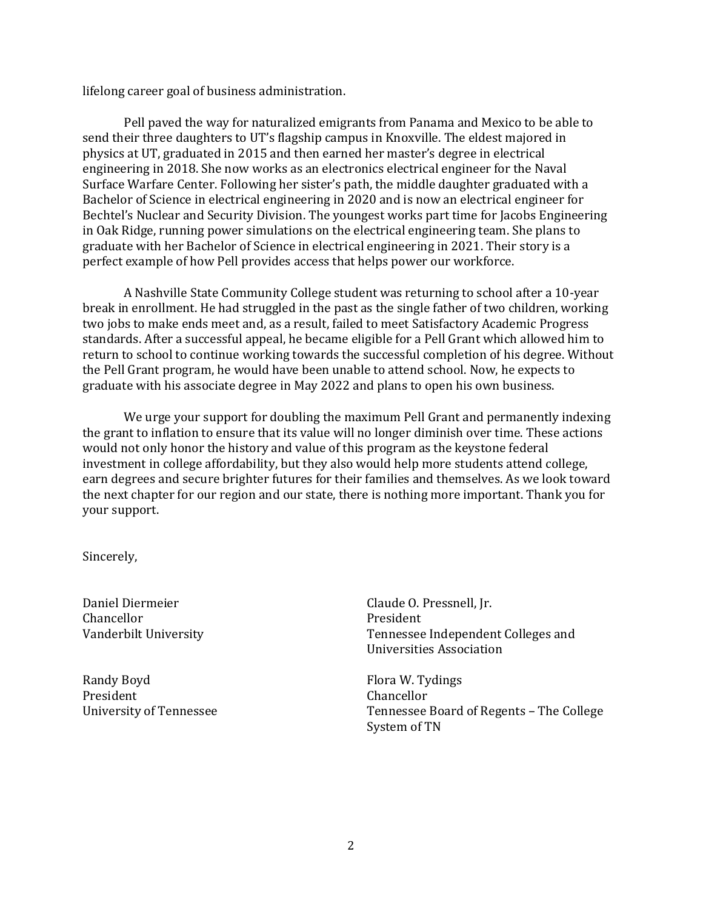lifelong career goal of business administration.

Pell paved the way for naturalized emigrants from Panama and Mexico to be able to send their three daughters to UT's flagship campus in Knoxville. The eldest majored in physics at UT, graduated in 2015 and then earned her master's degree in electrical engineering in 2018. She now works as an electronics electrical engineer for the Naval Surface Warfare Center. Following her sister's path, the middle daughter graduated with a Bachelor of Science in electrical engineering in 2020 and is now an electrical engineer for Bechtel's Nuclear and Security Division. The youngest works part time for Jacobs Engineering in Oak Ridge, running power simulations on the electrical engineering team. She plans to graduate with her Bachelor of Science in electrical engineering in 2021. Their story is a perfect example of how Pell provides access that helps power our workforce.

A Nashville State Community College student was returning to school after a 10-year break in enrollment. He had struggled in the past as the single father of two children, working two jobs to make ends meet and, as a result, failed to meet Satisfactory Academic Progress standards. After a successful appeal, he became eligible for a Pell Grant which allowed him to return to school to continue working towards the successful completion of his degree. Without the Pell Grant program, he would have been unable to attend school. Now, he expects to graduate with his associate degree in May 2022 and plans to open his own business.

We urge your support for doubling the maximum Pell Grant and permanently indexing the grant to inflation to ensure that its value will no longer diminish over time. These actions would not only honor the history and value of this program as the keystone federal investment in college affordability, but they also would help more students attend college, earn degrees and secure brighter futures for their families and themselves. As we look toward the next chapter for our region and our state, there is nothing more important. Thank you for your support.

Sincerely,

Daniel Diermeier
Chancellor
Vanderbilt University

Claude O. Pressnell, Jr.
President
Tennessee Independent Colleges and Universities Association

Randy Boyd
President
University of Tennessee

Flora W. Tydings
Chancellor
Tennessee Board of Regents – The College System of TN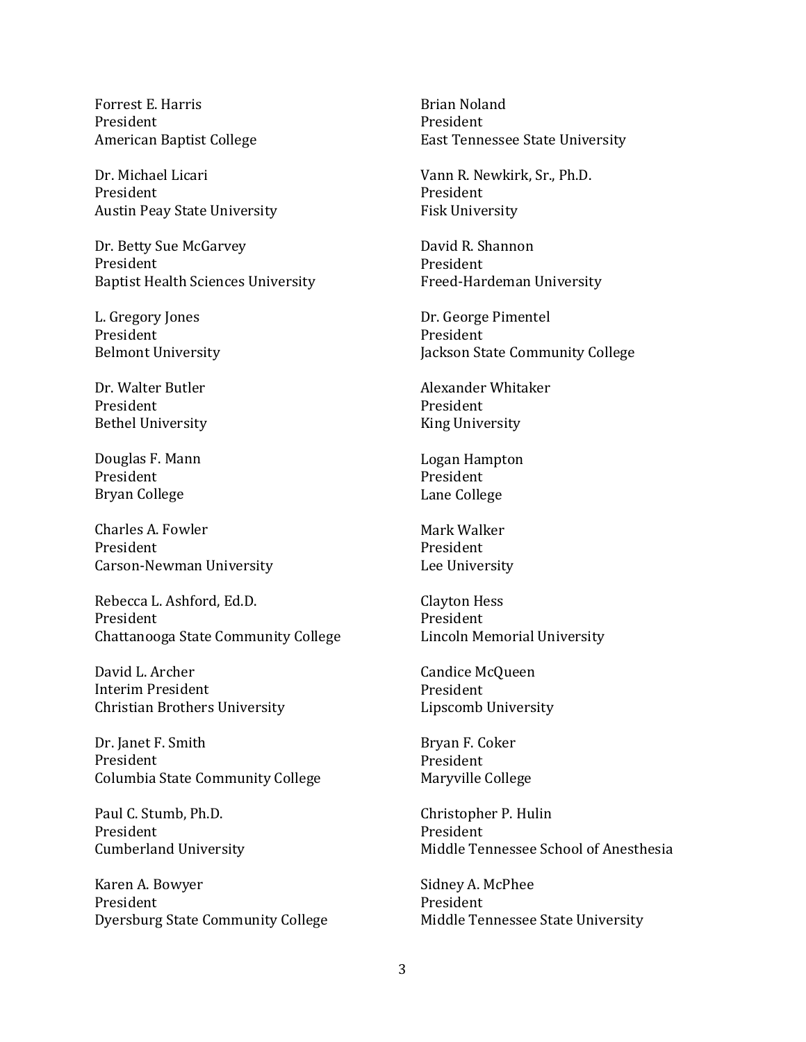Forrest E. Harris
President
American Baptist College

Dr. Michael Licari
President
Austin Peay State University

Dr. Betty Sue McGarvey
President
Baptist Health Sciences University

L. Gregory Jones
President
Belmont University

Dr. Walter Butler
President
Bethel University

Douglas F. Mann
President
Bryan College

Charles A. Fowler
President
Carson-Newman University

Rebecca L. Ashford, Ed.D.
President
Chattanooga State Community College

David L. Archer
Interim President
Christian Brothers University

Dr. Janet F. Smith
President
Columbia State Community College

Paul C. Stumb, Ph.D.
President
Cumberland University

Karen A. Bowyer
President
Dyersburg State Community College

Brian Noland
President
East Tennessee State University

Vann R. Newkirk, Sr., Ph.D.
President
Fisk University

David R. Shannon
President
Freed-Hardeman University

Dr. George Pimentel
President
Jackson State Community College

Alexander Whitaker
President
King University

Logan Hampton
President
Lane College

Mark Walker
President
Lee University

Clayton Hess
President
Lincoln Memorial University

Candice McQueen
President
Lipscomb University

Bryan F. Coker
President
Maryville College

Christopher P. Hulin
President
Middle Tennessee School of Anesthesia

Sidney A. McPhee
President
Middle Tennessee State University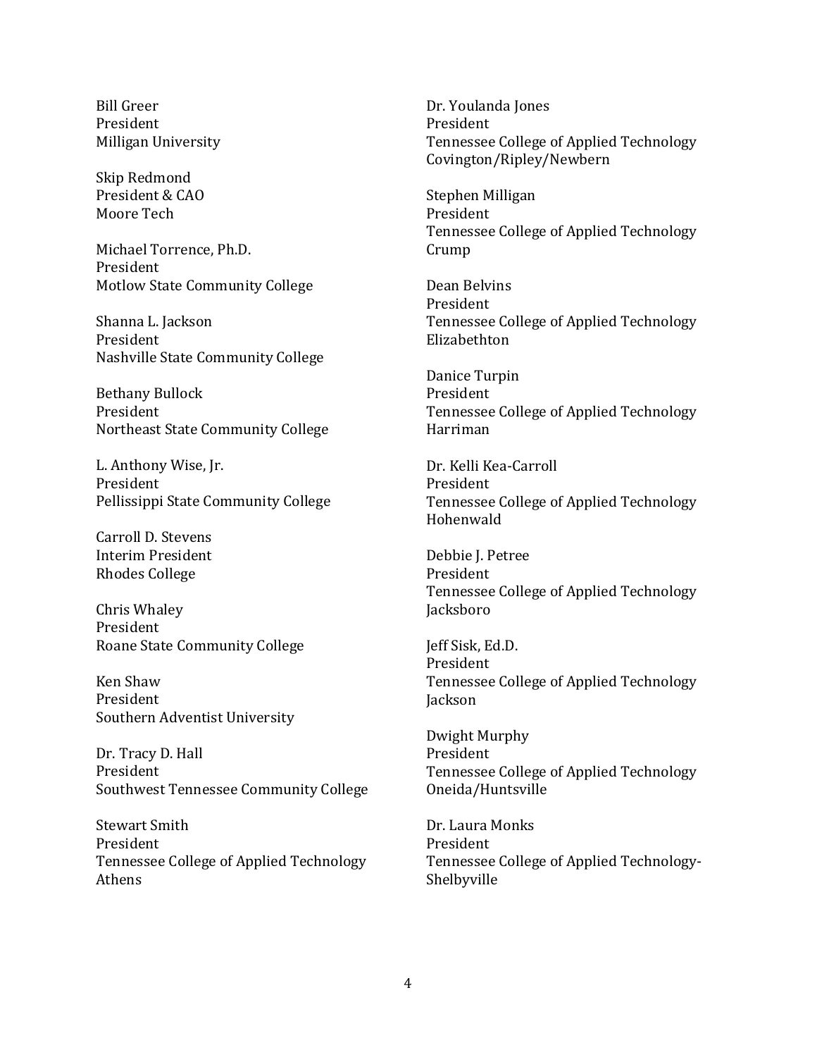Bill Greer
President
Milligan University

Skip Redmond
President & CAO
Moore Tech

Michael Torrence, Ph.D.
President
Motlow State Community College

Shanna L. Jackson
President
Nashville State Community College

Bethany Bullock
President
Northeast State Community College

L. Anthony Wise, Jr.
President
Pellissippi State Community College

Carroll D. Stevens
Interim President
Rhodes College

Chris Whaley
President
Roane State Community College

Ken Shaw
President
Southern Adventist University

Dr. Tracy D. Hall
President
Southwest Tennessee Community College

Stewart Smith
President
Tennessee College of Applied Technology
Athens

Dr. Youlanda Jones
President
Tennessee College of Applied Technology
Covington/Ripley/Newbern

Stephen Milligan
President
Tennessee College of Applied Technology
Crump

Dean Belvins
President
Tennessee College of Applied Technology
Elizabethton

Danice Turpin
President
Tennessee College of Applied Technology
Harriman

Dr. Kelli Kea-Carroll
President
Tennessee College of Applied Technology
Hohenwald

Debbie J. Petree
President
Tennessee College of Applied Technology
Jacksboro

Jeff Sisk, Ed.D.
President
Tennessee College of Applied Technology
Jackson

Dwight Murphy
President
Tennessee College of Applied Technology
Oneida/Huntsville

Dr. Laura Monks
President
Tennessee College of Applied Technology-
Shelbyville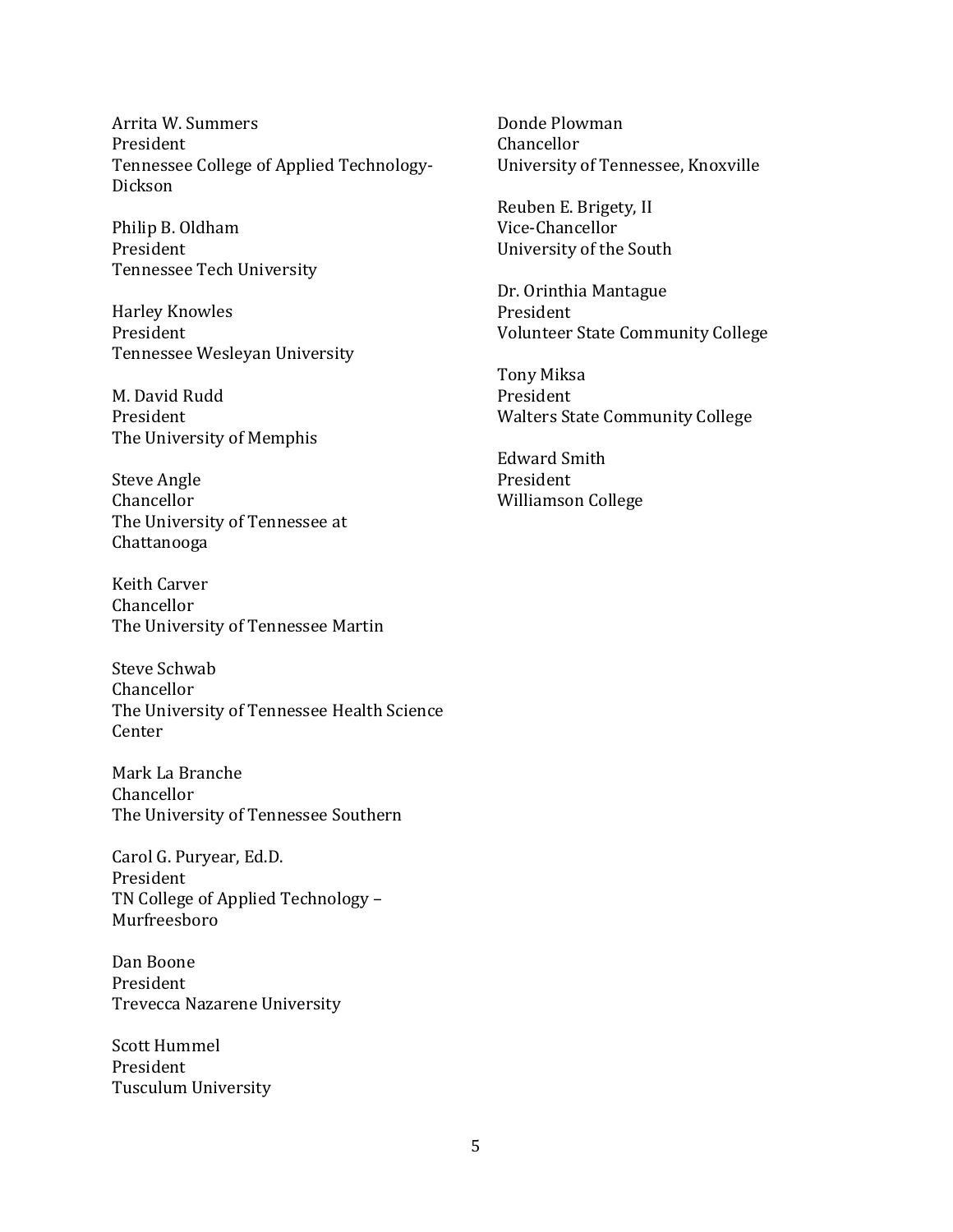Arrita W. Summers
President
Tennessee College of Applied Technology-Dickson

Philip B. Oldham
President
Tennessee Tech University

Harley Knowles
President
Tennessee Wesleyan University

M. David Rudd
President
The University of Memphis

Steve Angle
Chancellor
The University of Tennessee at Chattanooga

Keith Carver
Chancellor
The University of Tennessee Martin

Steve Schwab
Chancellor
The University of Tennessee Health Science Center

Mark La Branche
Chancellor
The University of Tennessee Southern

Carol G. Puryear, Ed.D.
President
TN College of Applied Technology – Murfreesboro

Dan Boone
President
Trevecca Nazarene University

Scott Hummel
President
Tusculum University

Donde Plowman
Chancellor
University of Tennessee, Knoxville

Reuben E. Brigety, II
Vice-Chancellor
University of the South

Dr. Orinthia Mantague
President
Volunteer State Community College

Tony Miksa
President
Walters State Community College

Edward Smith
President
Williamson College